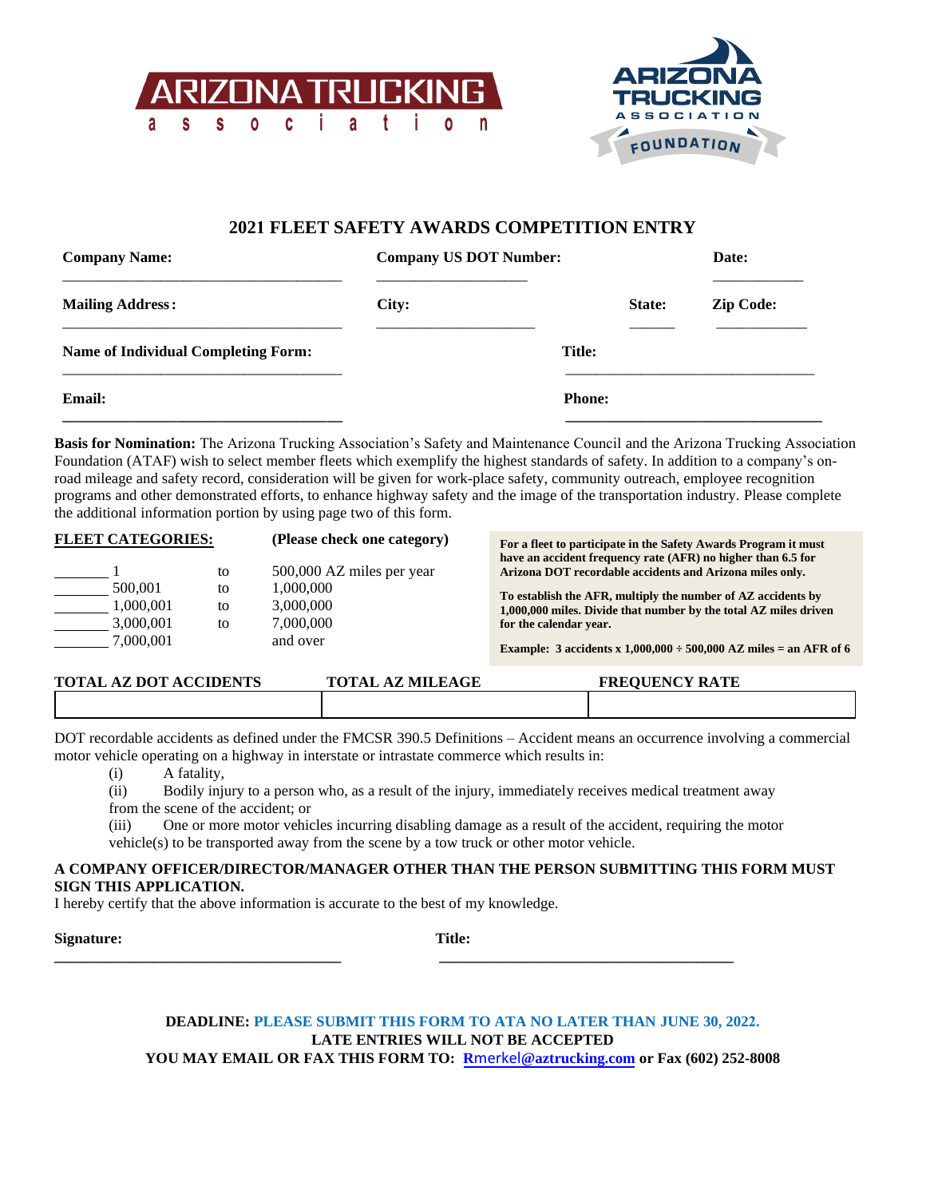ARIZONA TRUCKING association

ARIZONA TRUCKING ASSOCIATION FOUNDATION

## 2021 FLEET SAFETY AWARDS COMPETITION ENTRY

**Company Name:** ____________________________________ **Company US DOT Number:** ____________________ **Date:** ____________

**Mailing Address:** ____________________________________ **City:** ____________________ **State:** ______ **Zip Code:** ____________

**Name of Individual Completing Form:** ____________________________________ **Title:** ____________________________________

**Email:** ____________________________________ **Phone:** ____________________________________

**Basis for Nomination:** The Arizona Trucking Association's Safety and Maintenance Council and the Arizona Trucking Association Foundation (ATAF) wish to select member fleets which exemplify the highest standards of safety. In addition to a company's on-road mileage and safety record, consideration will be given for work-place safety, community outreach, employee recognition programs and other demonstrated efforts, to enhance highway safety and the image of the transportation industry. Please complete the additional information portion by using page two of this form.

**FLEET CATEGORIES:** **(Please check one category)**

_______ 1 to 500,000 AZ miles per year
_______ 500,001 to 1,000,000
_______ 1,000,001 to 3,000,000
_______ 3,000,001 to 7,000,000
_______ 7,000,001 and over

**For a fleet to participate in the Safety Awards Program it must have an accident frequency rate (AFR) no higher than 6.5 for Arizona DOT recordable accidents and Arizona miles only.**

**To establish the AFR, multiply the number of AZ accidents by 1,000,000 miles. Divide that number by the total AZ miles driven for the calendar year.**

**Example: 3 accidents x 1,000,000 ÷ 500,000 AZ miles = an AFR of 6**

| TOTAL AZ DOT ACCIDENTS | TOTAL AZ MILEAGE | FREQUENCY RATE |
|---|---|---|
| | | |

DOT recordable accidents as defined under the FMCSR 390.5 Definitions – Accident means an occurrence involving a commercial motor vehicle operating on a highway in interstate or intrastate commerce which results in:

(i) A fatality,

(ii) Bodily injury to a person who, as a result of the injury, immediately receives medical treatment away from the scene of the accident; or

(iii) One or more motor vehicles incurring disabling damage as a result of the accident, requiring the motor vehicle(s) to be transported away from the scene by a tow truck or other motor vehicle.

**A COMPANY OFFICER/DIRECTOR/MANAGER OTHER THAN THE PERSON SUBMITTING THIS FORM MUST SIGN THIS APPLICATION.**

I hereby certify that the above information is accurate to the best of my knowledge.

**Signature:** ____________________________________ **Title:** ____________________________________

**DEADLINE: PLEASE SUBMIT THIS FORM TO ATA NO LATER THAN JUNE 30, 2022.**
**LATE ENTRIES WILL NOT BE ACCEPTED**
**YOU MAY EMAIL OR FAX THIS FORM TO: Rmerkel@aztrucking.com or Fax (602) 252-8008**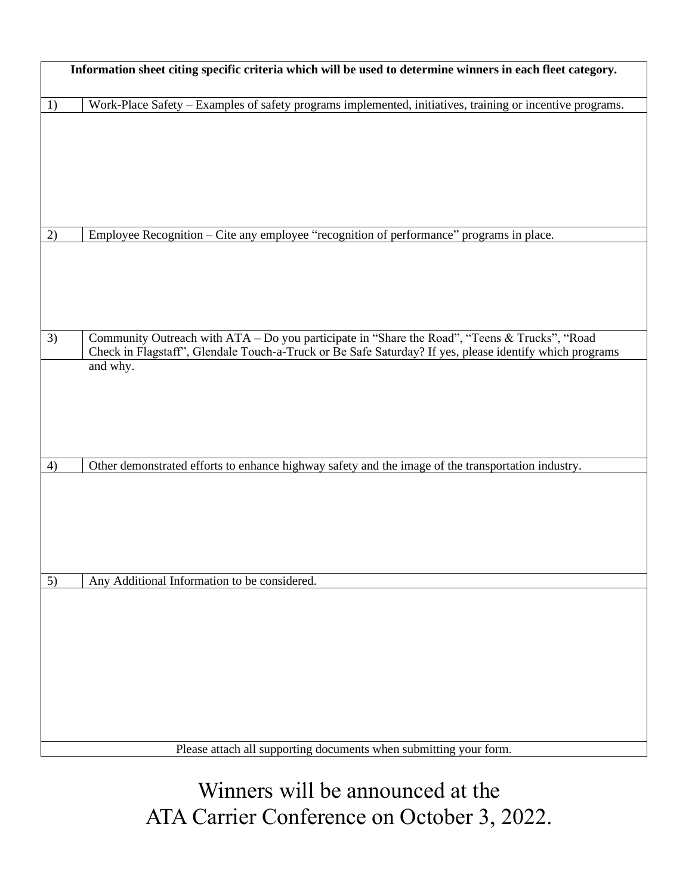| | |
|---|---|
| **Information sheet citing specific criteria which will be used to determine winners in each fleet category.** | |
| 1) | Work-Place Safety – Examples of safety programs implemented, initiatives, training or incentive programs. |
| | |
| 2) | Employee Recognition – Cite any employee "recognition of performance" programs in place. |
| | |
| 3) | Community Outreach with ATA – Do you participate in "Share the Road", "Teens & Trucks", "Road Check in Flagstaff", Glendale Touch-a-Truck or Be Safe Saturday? If yes, please identify which programs and why. |
| | |
| 4) | Other demonstrated efforts to enhance highway safety and the image of the transportation industry. |
| | |
| 5) | Any Additional Information to be considered. |
| | |
| Please attach all supporting documents when submitting your form. | |

Winners will be announced at the
ATA Carrier Conference on October 3, 2022.